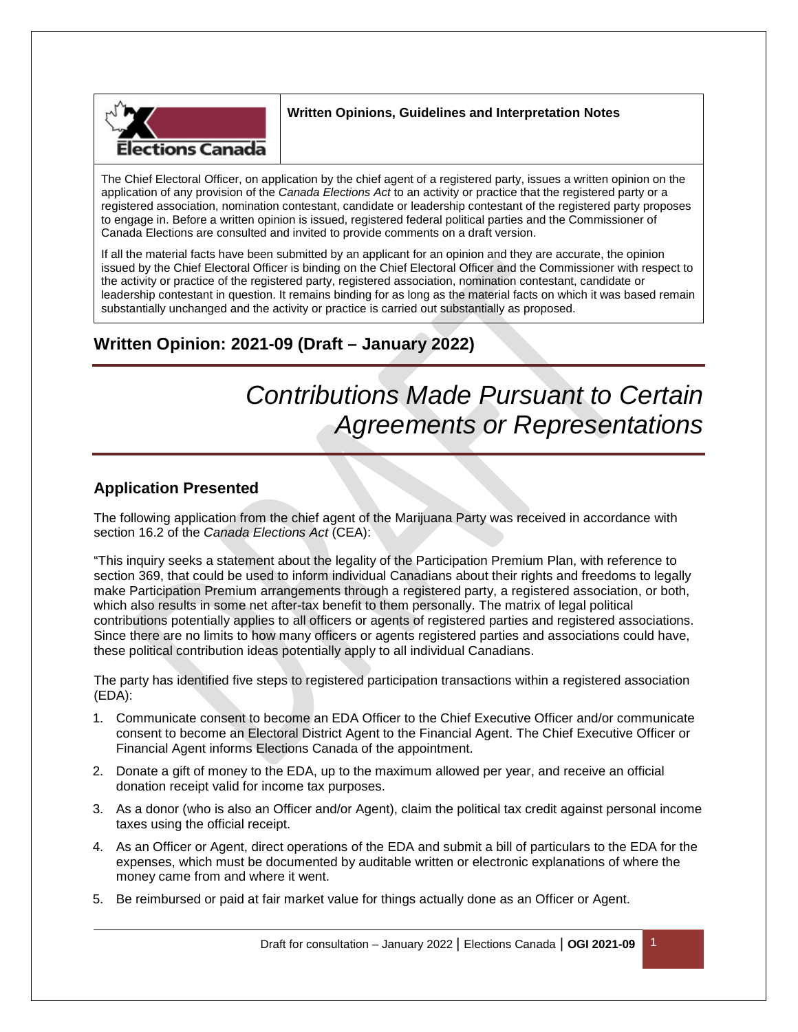**Written Opinions, Guidelines and Interpretation Notes**

The Chief Electoral Officer, on application by the chief agent of a registered party, issues a written opinion on the application of any provision of the *Canada Elections Act* to an activity or practice that the registered party or a registered association, nomination contestant, candidate or leadership contestant of the registered party proposes to engage in. Before a written opinion is issued, registered federal political parties and the Commissioner of Canada Elections are consulted and invited to provide comments on a draft version.

If all the material facts have been submitted by an applicant for an opinion and they are accurate, the opinion issued by the Chief Electoral Officer is binding on the Chief Electoral Officer and the Commissioner with respect to the activity or practice of the registered party, registered association, nomination contestant, candidate or leadership contestant in question. It remains binding for as long as the material facts on which it was based remain substantially unchanged and the activity or practice is carried out substantially as proposed.

## Written Opinion: 2021-09 (Draft – January 2022)

# *Contributions Made Pursuant to Certain Agreements or Representations*

## Application Presented

The following application from the chief agent of the Marijuana Party was received in accordance with section 16.2 of the *Canada Elections Act* (CEA):

"This inquiry seeks a statement about the legality of the Participation Premium Plan, with reference to section 369, that could be used to inform individual Canadians about their rights and freedoms to legally make Participation Premium arrangements through a registered party, a registered association, or both, which also results in some net after-tax benefit to them personally. The matrix of legal political contributions potentially applies to all officers or agents of registered parties and registered associations. Since there are no limits to how many officers or agents registered parties and associations could have, these political contribution ideas potentially apply to all individual Canadians.

The party has identified five steps to registered participation transactions within a registered association (EDA):

1. Communicate consent to become an EDA Officer to the Chief Executive Officer and/or communicate consent to become an Electoral District Agent to the Financial Agent. The Chief Executive Officer or Financial Agent informs Elections Canada of the appointment.
2. Donate a gift of money to the EDA, up to the maximum allowed per year, and receive an official donation receipt valid for income tax purposes.
3. As a donor (who is also an Officer and/or Agent), claim the political tax credit against personal income taxes using the official receipt.
4. As an Officer or Agent, direct operations of the EDA and submit a bill of particulars to the EDA for the expenses, which must be documented by auditable written or electronic explanations of where the money came from and where it went.
5. Be reimbursed or paid at fair market value for things actually done as an Officer or Agent.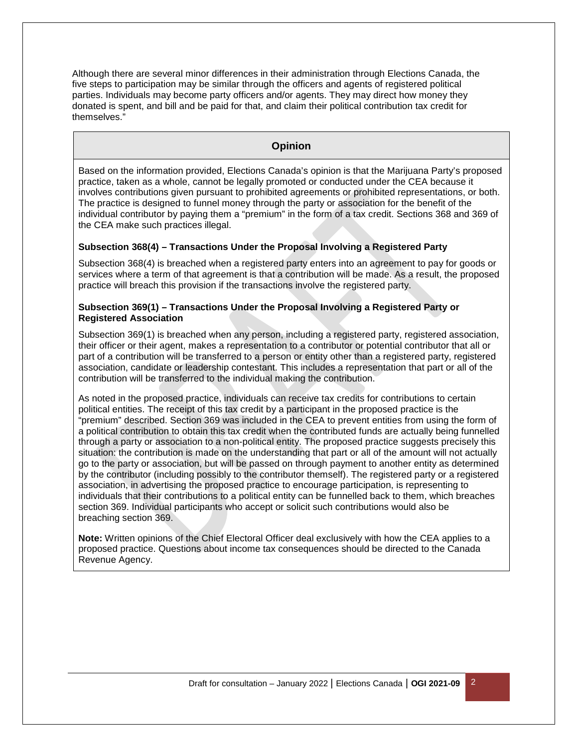Although there are several minor differences in their administration through Elections Canada, the five steps to participation may be similar through the officers and agents of registered political parties. Individuals may become party officers and/or agents. They may direct how money they donated is spent, and bill and be paid for that, and claim their political contribution tax credit for themselves."

## Opinion

Based on the information provided, Elections Canada's opinion is that the Marijuana Party's proposed practice, taken as a whole, cannot be legally promoted or conducted under the CEA because it involves contributions given pursuant to prohibited agreements or prohibited representations, or both. The practice is designed to funnel money through the party or association for the benefit of the individual contributor by paying them a "premium" in the form of a tax credit. Sections 368 and 369 of the CEA make such practices illegal.

**Subsection 368(4) – Transactions Under the Proposal Involving a Registered Party**

Subsection 368(4) is breached when a registered party enters into an agreement to pay for goods or services where a term of that agreement is that a contribution will be made. As a result, the proposed practice will breach this provision if the transactions involve the registered party.

**Subsection 369(1) – Transactions Under the Proposal Involving a Registered Party or Registered Association**

Subsection 369(1) is breached when any person, including a registered party, registered association, their officer or their agent, makes a representation to a contributor or potential contributor that all or part of a contribution will be transferred to a person or entity other than a registered party, registered association, candidate or leadership contestant. This includes a representation that part or all of the contribution will be transferred to the individual making the contribution.

As noted in the proposed practice, individuals can receive tax credits for contributions to certain political entities. The receipt of this tax credit by a participant in the proposed practice is the "premium" described. Section 369 was included in the CEA to prevent entities from using the form of a political contribution to obtain this tax credit when the contributed funds are actually being funnelled through a party or association to a non-political entity. The proposed practice suggests precisely this situation: the contribution is made on the understanding that part or all of the amount will not actually go to the party or association, but will be passed on through payment to another entity as determined by the contributor (including possibly to the contributor themself). The registered party or a registered association, in advertising the proposed practice to encourage participation, is representing to individuals that their contributions to a political entity can be funnelled back to them, which breaches section 369. Individual participants who accept or solicit such contributions would also be breaching section 369.

**Note:** Written opinions of the Chief Electoral Officer deal exclusively with how the CEA applies to a proposed practice. Questions about income tax consequences should be directed to the Canada Revenue Agency.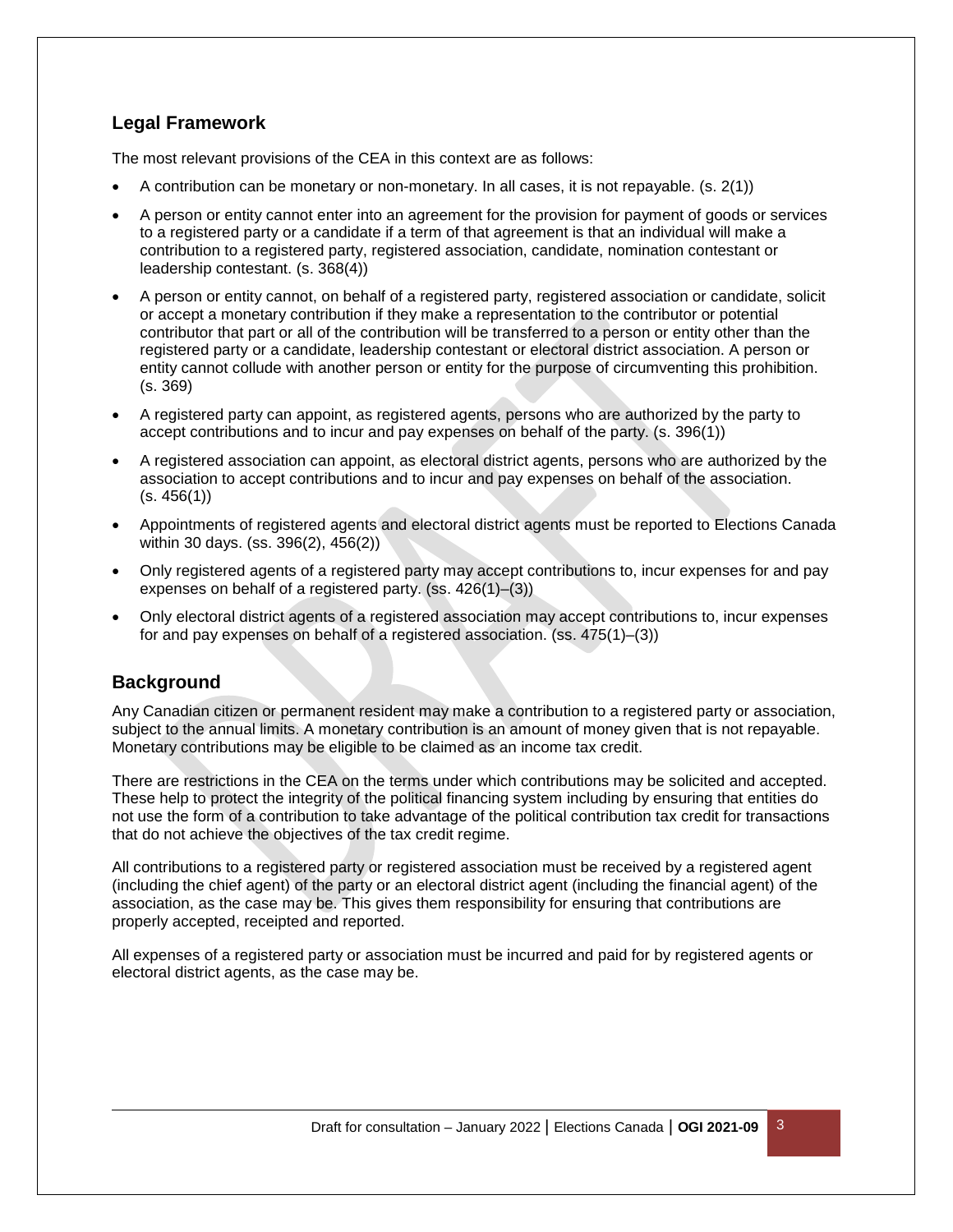## Legal Framework

The most relevant provisions of the CEA in this context are as follows:

- A contribution can be monetary or non-monetary. In all cases, it is not repayable. (s. 2(1))
- A person or entity cannot enter into an agreement for the provision for payment of goods or services to a registered party or a candidate if a term of that agreement is that an individual will make a contribution to a registered party, registered association, candidate, nomination contestant or leadership contestant. (s. 368(4))
- A person or entity cannot, on behalf of a registered party, registered association or candidate, solicit or accept a monetary contribution if they make a representation to the contributor or potential contributor that part or all of the contribution will be transferred to a person or entity other than the registered party or a candidate, leadership contestant or electoral district association. A person or entity cannot collude with another person or entity for the purpose of circumventing this prohibition. (s. 369)
- A registered party can appoint, as registered agents, persons who are authorized by the party to accept contributions and to incur and pay expenses on behalf of the party. (s. 396(1))
- A registered association can appoint, as electoral district agents, persons who are authorized by the association to accept contributions and to incur and pay expenses on behalf of the association. (s. 456(1))
- Appointments of registered agents and electoral district agents must be reported to Elections Canada within 30 days. (ss. 396(2), 456(2))
- Only registered agents of a registered party may accept contributions to, incur expenses for and pay expenses on behalf of a registered party. (ss. 426(1)–(3))
- Only electoral district agents of a registered association may accept contributions to, incur expenses for and pay expenses on behalf of a registered association. (ss. 475(1)–(3))

## Background

Any Canadian citizen or permanent resident may make a contribution to a registered party or association, subject to the annual limits. A monetary contribution is an amount of money given that is not repayable. Monetary contributions may be eligible to be claimed as an income tax credit.

There are restrictions in the CEA on the terms under which contributions may be solicited and accepted. These help to protect the integrity of the political financing system including by ensuring that entities do not use the form of a contribution to take advantage of the political contribution tax credit for transactions that do not achieve the objectives of the tax credit regime.

All contributions to a registered party or registered association must be received by a registered agent (including the chief agent) of the party or an electoral district agent (including the financial agent) of the association, as the case may be. This gives them responsibility for ensuring that contributions are properly accepted, receipted and reported.

All expenses of a registered party or association must be incurred and paid for by registered agents or electoral district agents, as the case may be.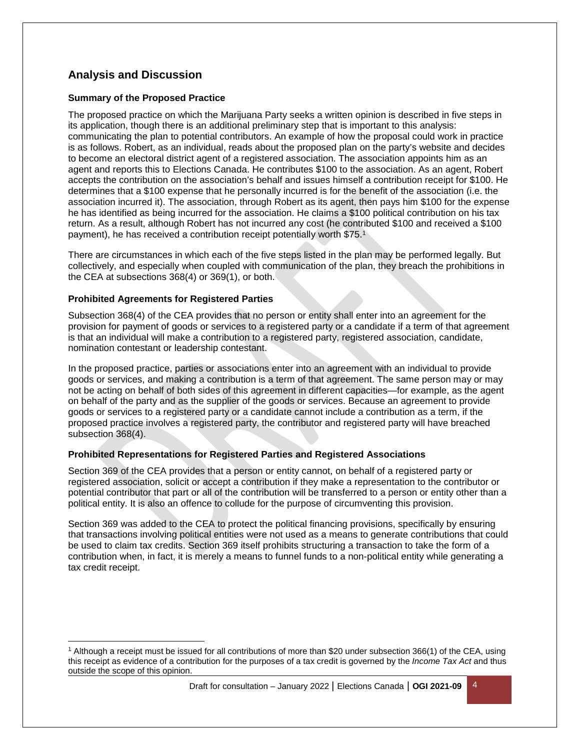## Analysis and Discussion

### Summary of the Proposed Practice

The proposed practice on which the Marijuana Party seeks a written opinion is described in five steps in its application, though there is an additional preliminary step that is important to this analysis: communicating the plan to potential contributors. An example of how the proposal could work in practice is as follows. Robert, as an individual, reads about the proposed plan on the party's website and decides to become an electoral district agent of a registered association. The association appoints him as an agent and reports this to Elections Canada. He contributes $100 to the association. As an agent, Robert accepts the contribution on the association's behalf and issues himself a contribution receipt for $100. He determines that a $100 expense that he personally incurred is for the benefit of the association (i.e. the association incurred it). The association, through Robert as its agent, then pays him $100 for the expense he has identified as being incurred for the association. He claims a $100 political contribution on his tax return. As a result, although Robert has not incurred any cost (he contributed $100 and received a $100 payment), he has received a contribution receipt potentially worth $75.[1]

There are circumstances in which each of the five steps listed in the plan may be performed legally. But collectively, and especially when coupled with communication of the plan, they breach the prohibitions in the CEA at subsections 368(4) or 369(1), or both.

### Prohibited Agreements for Registered Parties

Subsection 368(4) of the CEA provides that no person or entity shall enter into an agreement for the provision for payment of goods or services to a registered party or a candidate if a term of that agreement is that an individual will make a contribution to a registered party, registered association, candidate, nomination contestant or leadership contestant.

In the proposed practice, parties or associations enter into an agreement with an individual to provide goods or services, and making a contribution is a term of that agreement. The same person may or may not be acting on behalf of both sides of this agreement in different capacities—for example, as the agent on behalf of the party and as the supplier of the goods or services. Because an agreement to provide goods or services to a registered party or a candidate cannot include a contribution as a term, if the proposed practice involves a registered party, the contributor and registered party will have breached subsection 368(4).

### Prohibited Representations for Registered Parties and Registered Associations

Section 369 of the CEA provides that a person or entity cannot, on behalf of a registered party or registered association, solicit or accept a contribution if they make a representation to the contributor or potential contributor that part or all of the contribution will be transferred to a person or entity other than a political entity. It is also an offence to collude for the purpose of circumventing this provision.

Section 369 was added to the CEA to protect the political financing provisions, specifically by ensuring that transactions involving political entities were not used as a means to generate contributions that could be used to claim tax credits. Section 369 itself prohibits structuring a transaction to take the form of a contribution when, in fact, it is merely a means to funnel funds to a non-political entity while generating a tax credit receipt.

---

[1] Although a receipt must be issued for all contributions of more than $20 under subsection 366(1) of the CEA, using this receipt as evidence of a contribution for the purposes of a tax credit is governed by the *Income Tax Act* and thus outside the scope of this opinion.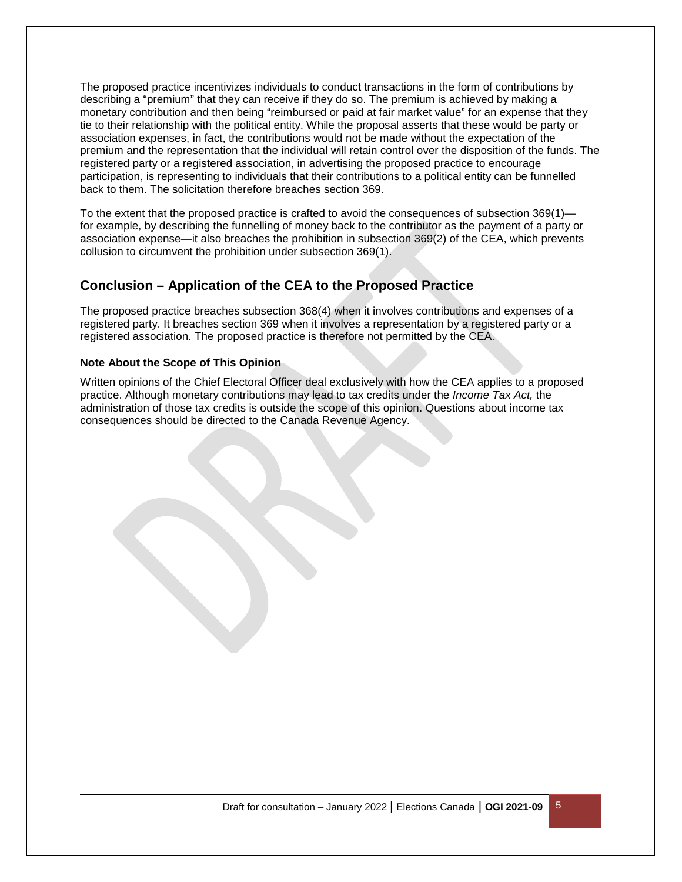The proposed practice incentivizes individuals to conduct transactions in the form of contributions by describing a "premium" that they can receive if they do so. The premium is achieved by making a monetary contribution and then being "reimbursed or paid at fair market value" for an expense that they tie to their relationship with the political entity. While the proposal asserts that these would be party or association expenses, in fact, the contributions would not be made without the expectation of the premium and the representation that the individual will retain control over the disposition of the funds. The registered party or a registered association, in advertising the proposed practice to encourage participation, is representing to individuals that their contributions to a political entity can be funnelled back to them. The solicitation therefore breaches section 369.

To the extent that the proposed practice is crafted to avoid the consequences of subsection 369(1)—for example, by describing the funnelling of money back to the contributor as the payment of a party or association expense—it also breaches the prohibition in subsection 369(2) of the CEA, which prevents collusion to circumvent the prohibition under subsection 369(1).

## Conclusion – Application of the CEA to the Proposed Practice

The proposed practice breaches subsection 368(4) when it involves contributions and expenses of a registered party. It breaches section 369 when it involves a representation by a registered party or a registered association. The proposed practice is therefore not permitted by the CEA.

### Note About the Scope of This Opinion

Written opinions of the Chief Electoral Officer deal exclusively with how the CEA applies to a proposed practice. Although monetary contributions may lead to tax credits under the *Income Tax Act,* the administration of those tax credits is outside the scope of this opinion. Questions about income tax consequences should be directed to the Canada Revenue Agency.